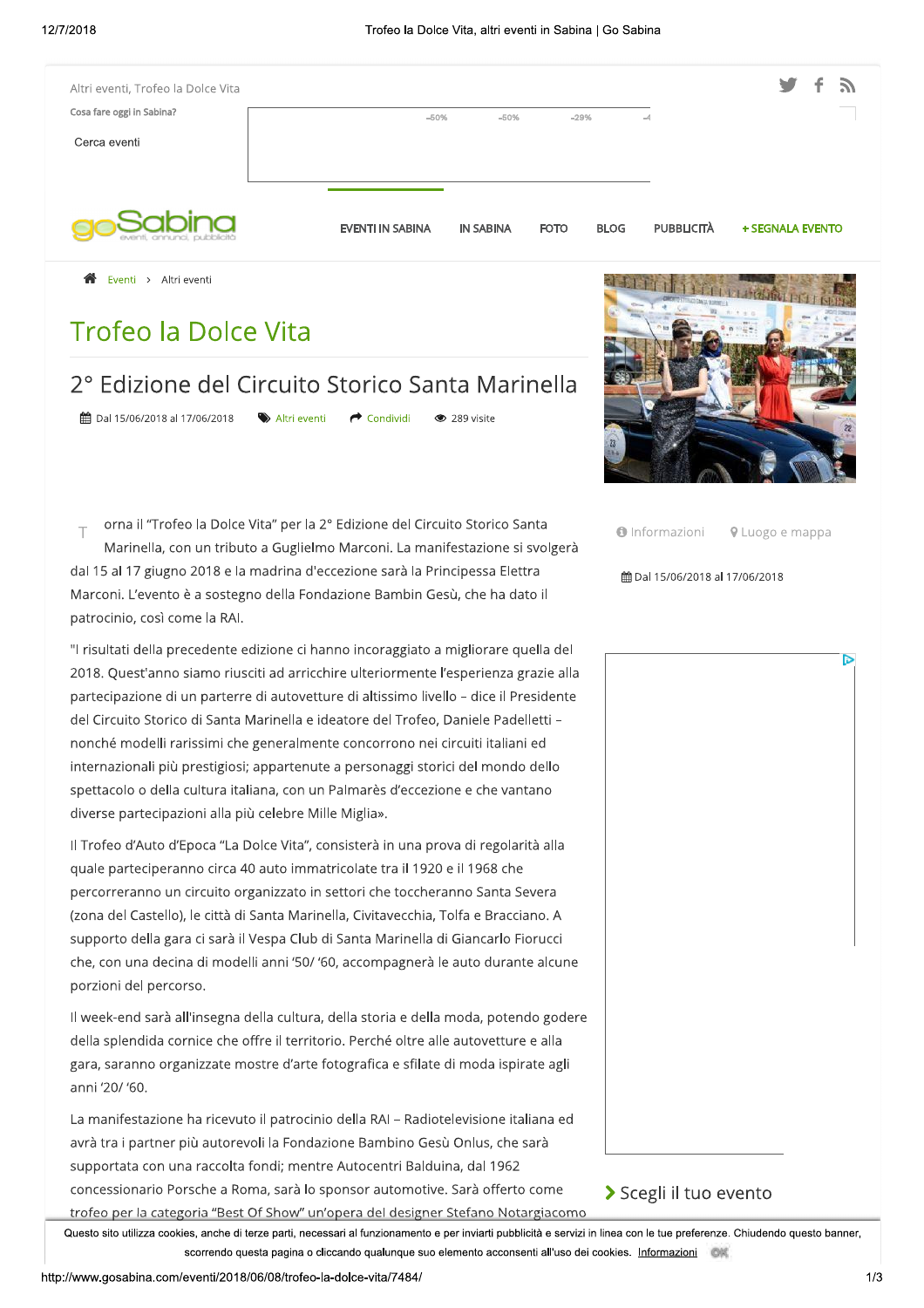Altri eventi, Trofeo la Dolce Vita

Cosa fare oggi in Sabina?

Cerca eventi

goSabina eventi, annunci, pubblicità

EVENTI IN SABINA | IN SABINA | FOTO | BLOG | PUBBLICITÀ | + SEGNALA EVENTO

Eventi > Altri eventi

# Trofeo la Dolce Vita

## 2° Edizione del Circuito Storico Santa Marinella

Dal 15/06/2018 al 17/06/2018 | Altri eventi | Condividi | 289 visite

Torna il "Trofeo la Dolce Vita" per la 2° Edizione del Circuito Storico Santa Marinella, con un tributo a Guglielmo Marconi. La manifestazione si svolgerà dal 15 al 17 giugno 2018 e la madrina d'eccezione sarà la Principessa Elettra Marconi. L'evento è a sostegno della Fondazione Bambin Gesù, che ha dato il patrocinio, così come la RAI.

"I risultati della precedente edizione ci hanno incoraggiato a migliorare quella del 2018. Quest'anno siamo riusciti ad arricchire ulteriormente l'esperienza grazie alla partecipazione di un parterre di autovetture di altissimo livello – dice il Presidente del Circuito Storico di Santa Marinella e ideatore del Trofeo, Daniele Padelletti – nonché modelli rarissimi che generalmente concorrono nei circuiti italiani ed internazionali più prestigiosi; appartenute a personaggi storici del mondo dello spettacolo o della cultura italiana, con un Palmarès d'eccezione e che vantano diverse partecipazioni alla più celebre Mille Miglia».

Il Trofeo d'Auto d'Epoca "La Dolce Vita", consisterà in una prova di regolarità alla quale parteciperanno circa 40 auto immatricolate tra il 1920 e il 1968 che percorreranno un circuito organizzato in settori che toccheranno Santa Severa (zona del Castello), le città di Santa Marinella, Civitavecchia, Tolfa e Bracciano. A supporto della gara ci sarà il Vespa Club di Santa Marinella di Giancarlo Fiorucci che, con una decina di modelli anni '50/ '60, accompagnerà le auto durante alcune porzioni del percorso.

Il week-end sarà all'insegna della cultura, della storia e della moda, potendo godere della splendida cornice che offre il territorio. Perché oltre alle autovetture e alla gara, saranno organizzate mostre d'arte fotografica e sfilate di moda ispirate agli anni '20/ '60.

La manifestazione ha ricevuto il patrocinio della RAI – Radiotelevisione italiana ed avrà tra i partner più autorevoli la Fondazione Bambino Gesù Onlus, che sarà supportata con una raccolta fondi; mentre Autocentri Balduina, dal 1962 concessionario Porsche a Roma, sarà lo sponsor automotive. Sarà offerto come trofeo per la categoria "Best Of Show" un'opera del designer Stefano Notargiacomo

Informazioni | Luogo e mappa

Dal 15/06/2018 al 17/06/2018

> Scegli il tuo evento

Questo sito utilizza cookies, anche di terze parti, necessari al funzionamento e per inviarti pubblicità e servizi in linea con le tue preferenze. Chiudendo questo banner, scorrendo questa pagina o cliccando qualunque suo elemento acconsenti all'uso dei cookies. Informazioni OK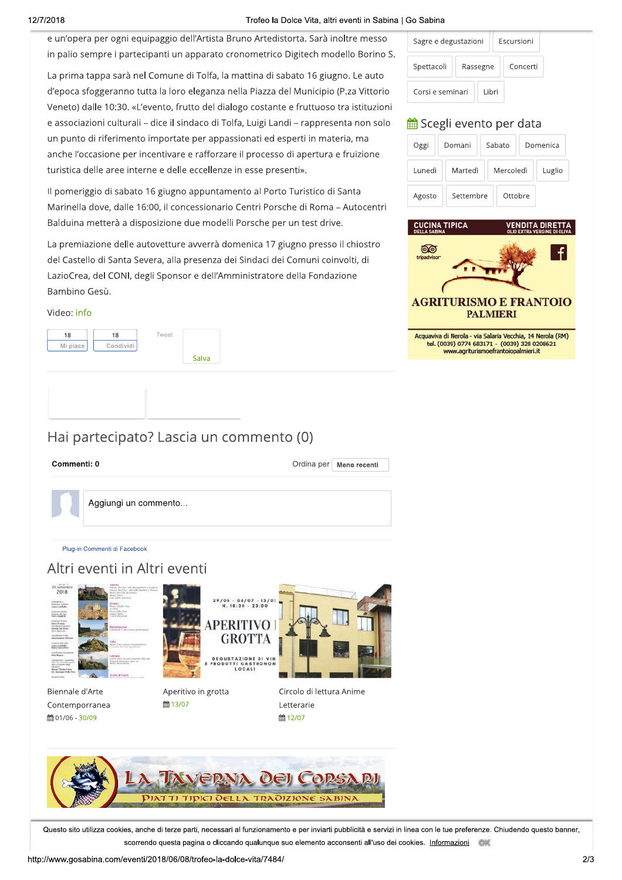e un'opera per ogni equipaggio dell'Artista Bruno Artedistorta. Sarà inoltre messo in palio sempre i partecipanti un apparato cronometrico Digitech modello Borino S.

La prima tappa sarà nel Comune di Tolfa, la mattina di sabato 16 giugno. Le auto d'epoca sfoggeranno tutta la loro eleganza nella Piazza del Municipio (P.za Vittorio Veneto) dalle 10:30. «L'evento, frutto del dialogo costante e fruttuoso tra istituzioni e associazioni culturali – dice il sindaco di Tolfa, Luigi Landi – rappresenta non solo un punto di riferimento importate per appassionati ed esperti in materia, ma anche l'occasione per incentivare e rafforzare il processo di apertura e fruizione turistica delle aree interne e delle eccellenze in esse presenti».

Il pomeriggio di sabato 16 giugno appuntamento al Porto Turistico di Santa Marinella dove, dalle 16:00, il concessionario Centri Porsche di Roma – Autocentri Balduina metterà a disposizione due modelli Porsche per un test drive.

La premiazione delle autovetture avverrà domenica 17 giugno presso il chiostro del Castello di Santa Severa, alla presenza dei Sindaci dei Comuni coinvolti, di LazioCrea, del CONI, degli Sponsor e dell'Amministratore della Fondazione Bambino Gesù.

Video: info

18 Mi piace | 18 Condividi | Tweet | Salva

## Hai partecipato? Lascia un commento (0)

Commenti: 0 — Ordina per Meno recenti

Aggiungi un commento...

Plug-in Commenti di Facebook

## Altri eventi in Altri eventi

Biennale d'Arte Contemporranea
01/06 - 30/09

Aperitivo in grotta
13/07

Circolo di lettura Anime Letterarie
12/07

Sagre e degustazioni | Escursioni | Spettacoli | Rassegne | Concerti | Corsi e seminari | Libri

## Scegli evento per data

Oggi | Domani | Sabato | Domenica | Lunedì | Martedì | Mercoledì | Luglio | Agosto | Settembre | Ottobre

CUCINA TIPICA DELLA SABINA — VENDITA DIRETTA OLIO EXTRA VERGINE DI OLIVA

AGRITURISMO E FRANTOIO PALMIERI

Acquaviva di Nerola - via Salaria Vecchia, 14 Nerola (RM) tel. (0039) 0774 683171 - (0039) 328 0208621 www.agriturismoefrantoiopalmieri.it

La Taverna dei Corsari — Piatti tipici della tradizione sabina

Questo sito utilizza cookies, anche di terze parti, necessari al funzionamento e per inviarti pubblicità e servizi in linea con le tue preferenze. Chiudendo questo banner, scorrendo questa pagina o cliccando qualunque suo elemento acconsenti all'uso dei cookies. Informazioni OK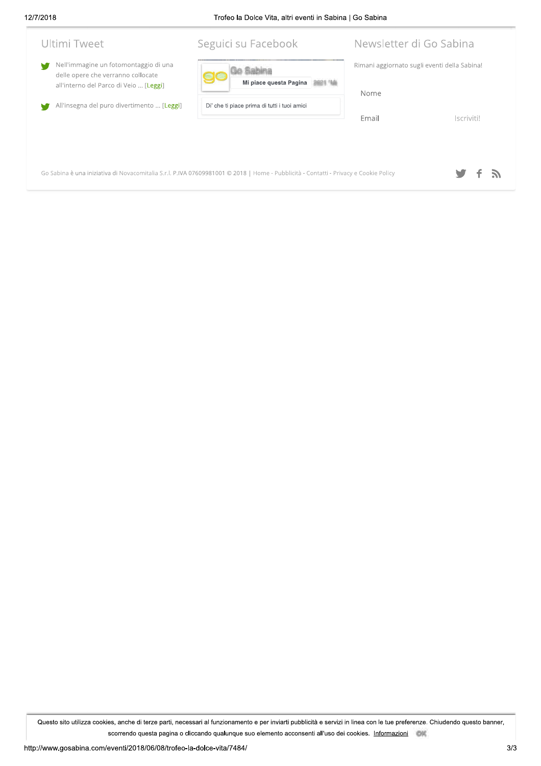## Ultimi Tweet

- Nell'immagine un fotomontaggio di una delle opere che verranno collocate all'interno del Parco di Veio ... [Leggi]
- All'insegna del puro divertimento ... [Leggi]

## Seguici su Facebook

Go Sabina

Mi piace questa Pagina

Di' che ti piace prima di tutti i tuoi amici

## Newsletter di Go Sabina

Rimani aggiornato sugli eventi della Sabina!

Nome

Email

Iscriviti!

Go Sabina è una iniziativa di Novacomitalia S.r.l. P.IVA 07609981001 © 2018 | Home - Pubblicità - Contatti - Privacy e Cookie Policy

Questo sito utilizza cookies, anche di terze parti, necessari al funzionamento e per inviarti pubblicità e servizi in linea con le tue preferenze. Chiudendo questo banner, scorrendo questa pagina o cliccando qualunque suo elemento acconsenti all'uso dei cookies. Informazioni OK